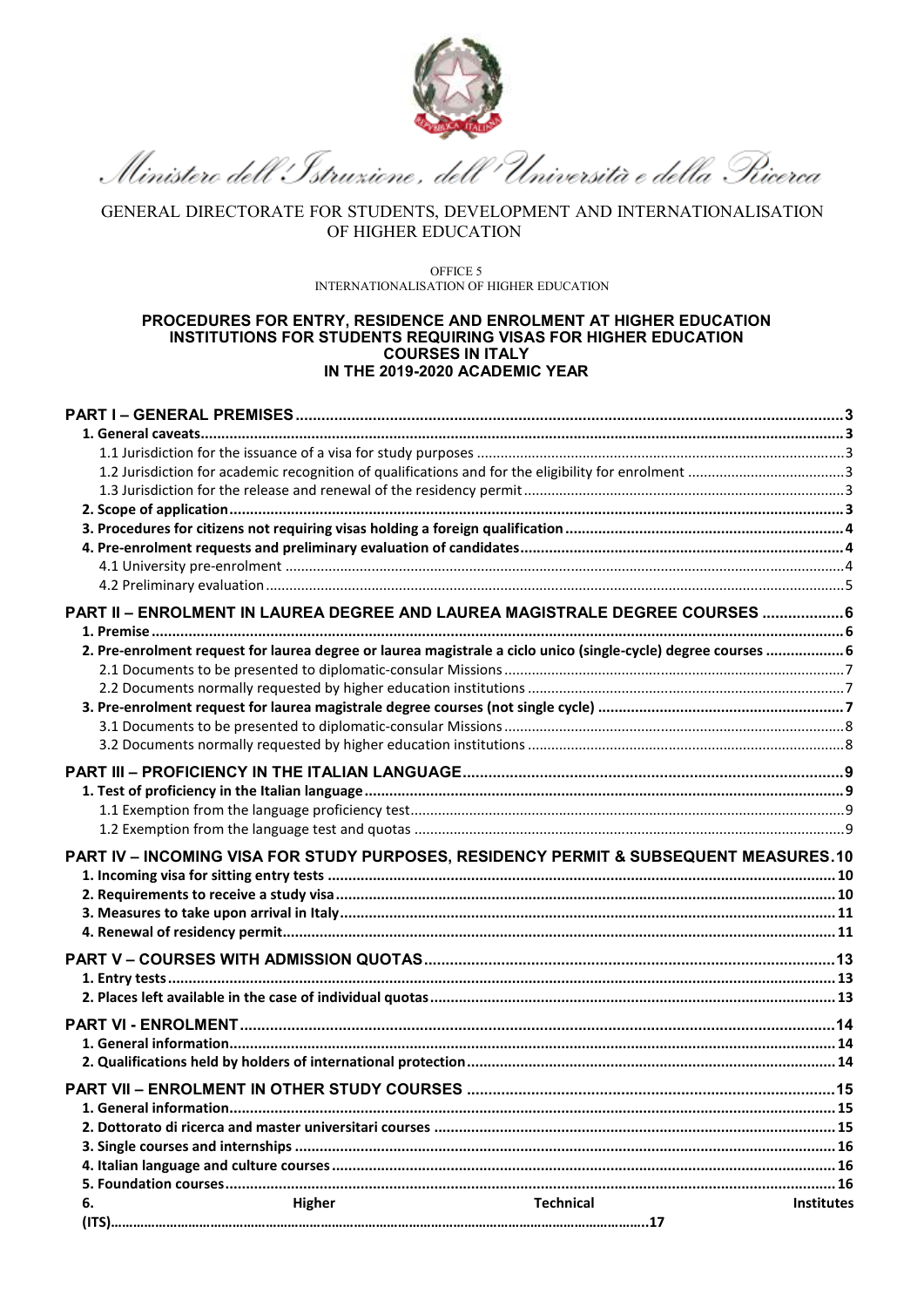*Ministero dell'Istruzione, dell'Università e della Ricerca*

GENERAL DIRECTORATE FOR STUDENTS, DEVELOPMENT AND INTERNATIONALISATION OF HIGHER EDUCATION

OFFICE 5
INTERNATIONALISATION OF HIGHER EDUCATION

# PROCEDURES FOR ENTRY, RESIDENCE AND ENROLMENT AT HIGHER EDUCATION INSTITUTIONS FOR STUDENTS REQUIRING VISAS FOR HIGHER EDUCATION COURSES IN ITALY IN THE 2019-2020 ACADEMIC YEAR

**PART I – GENERAL PREMISES** ..... 3
- **1. General caveats** ..... 3
  - 1.1 Jurisdiction for the issuance of a visa for study purposes ..... 3
  - 1.2 Jurisdiction for academic recognition of qualifications and for the eligibility for enrolment ..... 3
  - 1.3 Jurisdiction for the release and renewal of the residency permit ..... 3
- **2. Scope of application** ..... 3
- **3. Procedures for citizens not requiring visas holding a foreign qualification** ..... 4
- **4. Pre-enrolment requests and preliminary evaluation of candidates** ..... 4
  - 4.1 University pre-enrolment ..... 4
  - 4.2 Preliminary evaluation ..... 5

**PART II – ENROLMENT IN LAUREA DEGREE AND LAUREA MAGISTRALE DEGREE COURSES** ..... 6
- **1. Premise** ..... 6
- **2. Pre-enrolment request for laurea degree or laurea magistrale a ciclo unico (single-cycle) degree courses** ..... 6
  - 2.1 Documents to be presented to diplomatic-consular Missions ..... 7
  - 2.2 Documents normally requested by higher education institutions ..... 7
- **3. Pre-enrolment request for laurea magistrale degree courses (not single cycle)** ..... 7
  - 3.1 Documents to be presented to diplomatic-consular Missions ..... 8
  - 3.2 Documents normally requested by higher education institutions ..... 8

**PART III – PROFICIENCY IN THE ITALIAN LANGUAGE** ..... 9
- **1. Test of proficiency in the Italian language** ..... 9
  - 1.1 Exemption from the language proficiency test ..... 9
  - 1.2 Exemption from the language test and quotas ..... 9

**PART IV – INCOMING VISA FOR STUDY PURPOSES, RESIDENCY PERMIT & SUBSEQUENT MEASURES** ..... 10
- **1. Incoming visa for sitting entry tests** ..... 10
- **2. Requirements to receive a study visa** ..... 10
- **3. Measures to take upon arrival in Italy** ..... 11
- **4. Renewal of residency permit** ..... 11

**PART V – COURSES WITH ADMISSION QUOTAS** ..... 13
- **1. Entry tests** ..... 13
- **2. Places left available in the case of individual quotas** ..... 13

**PART VI - ENROLMENT** ..... 14
- **1. General information** ..... 14
- **2. Qualifications held by holders of international protection** ..... 14

**PART VII – ENROLMENT IN OTHER STUDY COURSES** ..... 15
- **1. General information** ..... 15
- **2. Dottorato di ricerca and master universitari courses** ..... 15
- **3. Single courses and internships** ..... 16
- **4. Italian language and culture courses** ..... 16
- **5. Foundation courses** ..... 16
- **6. Higher Technical Institutes (ITS)** ..... 17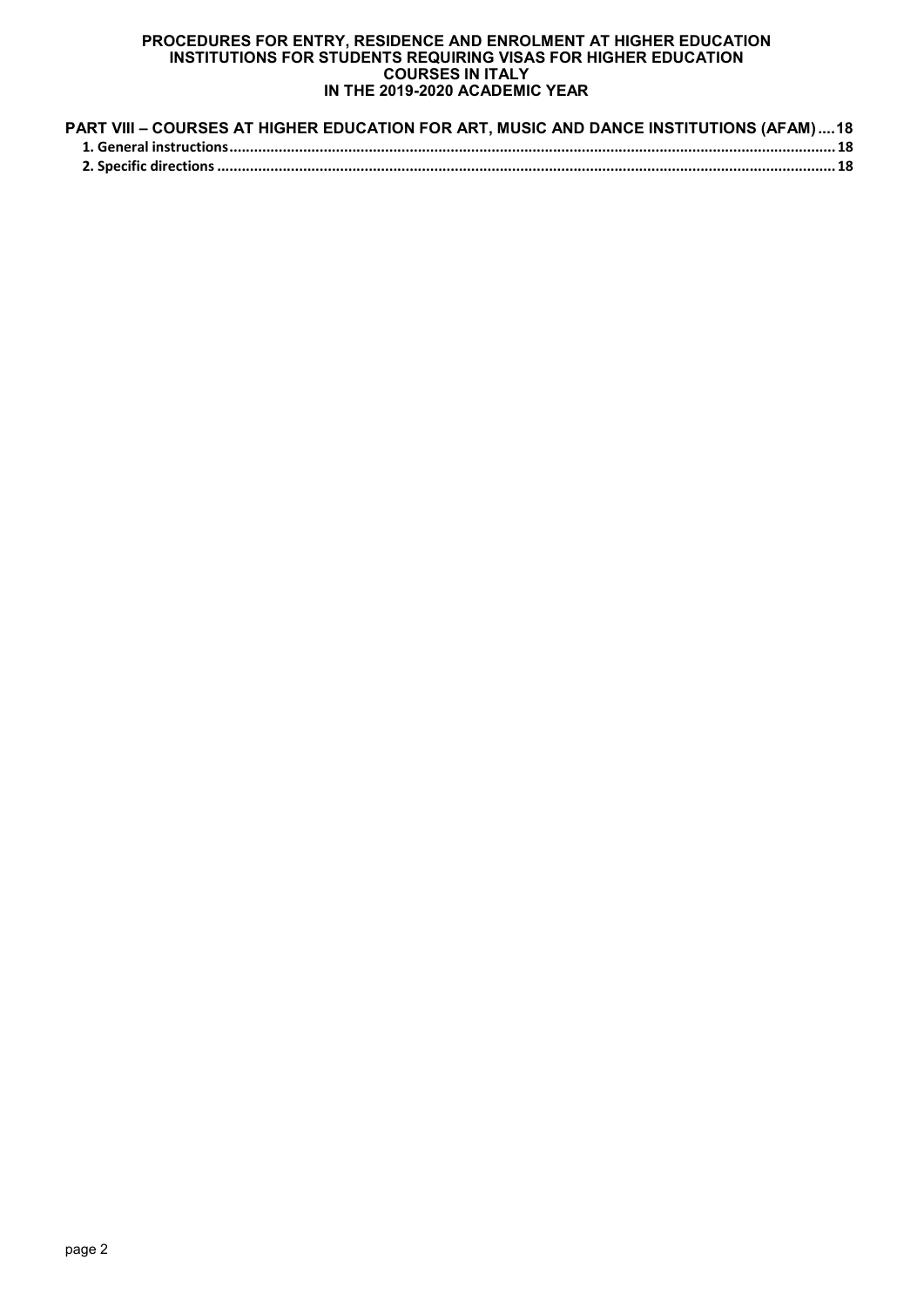**PART VIII – COURSES AT HIGHER EDUCATION FOR ART, MUSIC AND DANCE INSTITUTIONS (AFAM) .... 18**

**1. General instructions** ........................................................................................................ 18

**2. Specific directions** ........................................................................................................... 18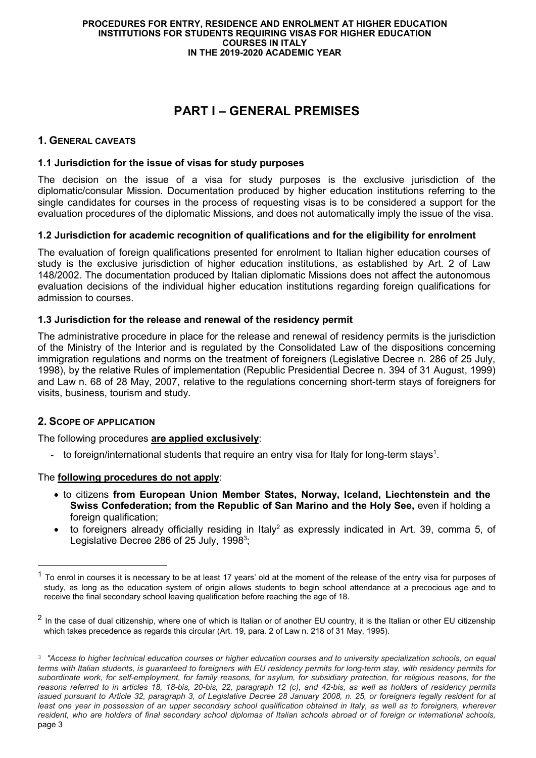# PART I – GENERAL PREMISES

## 1. General caveats

### 1.1 Jurisdiction for the issue of visas for study purposes

The decision on the issue of a visa for study purposes is the exclusive jurisdiction of the diplomatic/consular Mission. Documentation produced by higher education institutions referring to the single candidates for courses in the process of requesting visas is to be considered a support for the evaluation procedures of the diplomatic Missions, and does not automatically imply the issue of the visa.

### 1.2 Jurisdiction for academic recognition of qualifications and for the eligibility for enrolment

The evaluation of foreign qualifications presented for enrolment to Italian higher education courses of study is the exclusive jurisdiction of higher education institutions, as established by Art. 2 of Law 148/2002. The documentation produced by Italian diplomatic Missions does not affect the autonomous evaluation decisions of the individual higher education institutions regarding foreign qualifications for admission to courses.

### 1.3 Jurisdiction for the release and renewal of the residency permit

The administrative procedure in place for the release and renewal of residency permits is the jurisdiction of the Ministry of the Interior and is regulated by the Consolidated Law of the dispositions concerning immigration regulations and norms on the treatment of foreigners (Legislative Decree n. 286 of 25 July, 1998), by the relative Rules of implementation (Republic Presidential Decree n. 394 of 31 August, 1999) and Law n. 68 of 28 May, 2007, relative to the regulations concerning short-term stays of foreigners for visits, business, tourism and study.

## 2. Scope of application

The following procedures **<u>are applied exclusively</u>**:

- to foreign/international students that require an entry visa for Italy for long-term stays[1].

The **<u>following procedures do not apply</u>**:

- to citizens **from European Union Member States, Norway, Iceland, Liechtenstein and the Swiss Confederation; from the Republic of San Marino and the Holy See,** even if holding a foreign qualification;
- to foreigners already officially residing in Italy[2] as expressly indicated in Art. 39, comma 5, of Legislative Decree 286 of 25 July, 1998[3];

---

[1] To enrol in courses it is necessary to be at least 17 years' old at the moment of the release of the entry visa for purposes of study, as long as the education system of origin allows students to begin school attendance at a precocious age and to receive the final secondary school leaving qualification before reaching the age of 18.

[2] In the case of dual citizenship, where one of which is Italian or of another EU country, it is the Italian or other EU citizenship which takes precedence as regards this circular (Art. 19, para. 2 of Law n. 218 of 31 May, 1995).

[3] *"Access to higher technical education courses or higher education courses and to university specialization schools, on equal terms with Italian students, is guaranteed to foreigners with EU residency permits for long-term stay, with residency permits for subordinate work, for self-employment, for family reasons, for asylum, for subsidiary protection, for religious reasons, for the reasons referred to in articles 18, 18-bis, 20-bis, 22, paragraph 12 (c), and 42-bis, as well as holders of residency permits issued pursuant to Article 32, paragraph 3, of Legislative Decree 28 January 2008, n. 25, or foreigners legally resident for at least one year in possession of an upper secondary school qualification obtained in Italy, as well as to foreigners, wherever resident, who are holders of final secondary school diplomas of Italian schools abroad or of foreign or international schools,*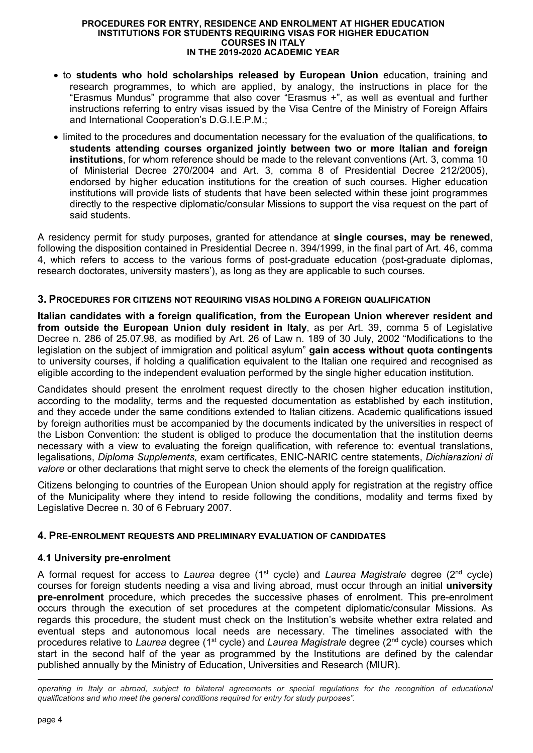- to **students who hold scholarships released by European Union** education, training and research programmes, to which are applied, by analogy, the instructions in place for the "Erasmus Mundus" programme that also cover "Erasmus +", as well as eventual and further instructions referring to entry visas issued by the Visa Centre of the Ministry of Foreign Affairs and International Cooperation's D.G.I.E.P.M.;
- limited to the procedures and documentation necessary for the evaluation of the qualifications, **to students attending courses organized jointly between two or more Italian and foreign institutions**, for whom reference should be made to the relevant conventions (Art. 3, comma 10 of Ministerial Decree 270/2004 and Art. 3, comma 8 of Presidential Decree 212/2005), endorsed by higher education institutions for the creation of such courses. Higher education institutions will provide lists of students that have been selected within these joint programmes directly to the respective diplomatic/consular Missions to support the visa request on the part of said students.

A residency permit for study purposes, granted for attendance at **single courses, may be renewed**, following the disposition contained in Presidential Decree n. 394/1999, in the final part of Art. 46, comma 4, which refers to access to the various forms of post-graduate education (post-graduate diplomas, research doctorates, university masters'), as long as they are applicable to such courses.

## 3. Procedures for citizens not requiring visas holding a foreign qualification

**Italian candidates with a foreign qualification, from the European Union wherever resident and from outside the European Union duly resident in Italy**, as per Art. 39, comma 5 of Legislative Decree n. 286 of 25.07.98, as modified by Art. 26 of Law n. 189 of 30 July, 2002 "Modifications to the legislation on the subject of immigration and political asylum" **gain access without quota contingents** to university courses, if holding a qualification equivalent to the Italian one required and recognised as eligible according to the independent evaluation performed by the single higher education institution.

Candidates should present the enrolment request directly to the chosen higher education institution, according to the modality, terms and the requested documentation as established by each institution, and they accede under the same conditions extended to Italian citizens. Academic qualifications issued by foreign authorities must be accompanied by the documents indicated by the universities in respect of the Lisbon Convention: the student is obliged to produce the documentation that the institution deems necessary with a view to evaluating the foreign qualification, with reference to: eventual translations, legalisations, *Diploma Supplements*, exam certificates, ENIC-NARIC centre statements, *Dichiarazioni di valore* or other declarations that might serve to check the elements of the foreign qualification.

Citizens belonging to countries of the European Union should apply for registration at the registry office of the Municipality where they intend to reside following the conditions, modality and terms fixed by Legislative Decree n. 30 of 6 February 2007.

## 4. Pre-enrolment requests and preliminary evaluation of candidates

### 4.1 University pre-enrolment

A formal request for access to *Laurea* degree (1st cycle) and *Laurea Magistrale* degree (2nd cycle) courses for foreign students needing a visa and living abroad, must occur through an initial **university pre-enrolment** procedure, which precedes the successive phases of enrolment. This pre-enrolment occurs through the execution of set procedures at the competent diplomatic/consular Missions. As regards this procedure, the student must check on the Institution's website whether extra related and eventual steps and autonomous local needs are necessary. The timelines associated with the procedures relative to *Laurea* degree (1st cycle) and *Laurea Magistrale* degree (2nd cycle) courses which start in the second half of the year as programmed by the Institutions are defined by the calendar published annually by the Ministry of Education, Universities and Research (MIUR).

---

*operating in Italy or abroad, subject to bilateral agreements or special regulations for the recognition of educational qualifications and who meet the general conditions required for entry for study purposes".*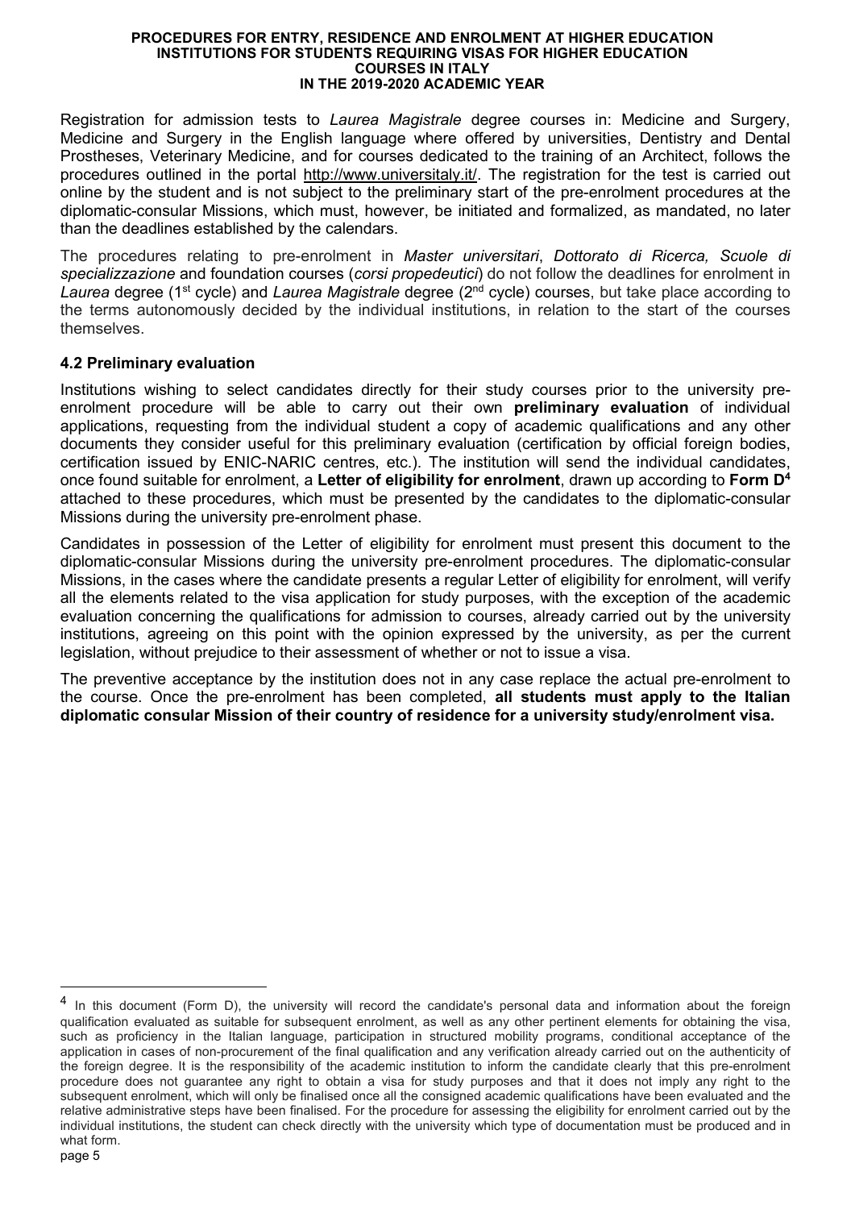Registration for admission tests to *Laurea Magistrale* degree courses in: Medicine and Surgery, Medicine and Surgery in the English language where offered by universities, Dentistry and Dental Prostheses, Veterinary Medicine, and for courses dedicated to the training of an Architect, follows the procedures outlined in the portal http://www.universitaly.it/. The registration for the test is carried out online by the student and is not subject to the preliminary start of the pre-enrolment procedures at the diplomatic-consular Missions, which must, however, be initiated and formalized, as mandated, no later than the deadlines established by the calendars.

The procedures relating to pre-enrolment in *Master universitari*, *Dottorato di Ricerca, Scuole di specializzazione* and foundation courses (*corsi propedeutici*) do not follow the deadlines for enrolment in *Laurea* degree (1st cycle) and *Laurea Magistrale* degree (2nd cycle) courses, but take place according to the terms autonomously decided by the individual institutions, in relation to the start of the courses themselves.

### 4.2 Preliminary evaluation

Institutions wishing to select candidates directly for their study courses prior to the university pre-enrolment procedure will be able to carry out their own **preliminary evaluation** of individual applications, requesting from the individual student a copy of academic qualifications and any other documents they consider useful for this preliminary evaluation (certification by official foreign bodies, certification issued by ENIC-NARIC centres, etc.). The institution will send the individual candidates, once found suitable for enrolment, a **Letter of eligibility for enrolment**, drawn up according to **Form D**[4] attached to these procedures, which must be presented by the candidates to the diplomatic-consular Missions during the university pre-enrolment phase.

Candidates in possession of the Letter of eligibility for enrolment must present this document to the diplomatic-consular Missions during the university pre-enrolment procedures. The diplomatic-consular Missions, in the cases where the candidate presents a regular Letter of eligibility for enrolment, will verify all the elements related to the visa application for study purposes, with the exception of the academic evaluation concerning the qualifications for admission to courses, already carried out by the university institutions, agreeing on this point with the opinion expressed by the university, as per the current legislation, without prejudice to their assessment of whether or not to issue a visa.

The preventive acceptance by the institution does not in any case replace the actual pre-enrolment to the course. Once the pre-enrolment has been completed, **all students must apply to the Italian diplomatic consular Mission of their country of residence for a university study/enrolment visa.**

---

[4] In this document (Form D), the university will record the candidate's personal data and information about the foreign qualification evaluated as suitable for subsequent enrolment, as well as any other pertinent elements for obtaining the visa, such as proficiency in the Italian language, participation in structured mobility programs, conditional acceptance of the application in cases of non-procurement of the final qualification and any verification already carried out on the authenticity of the foreign degree. It is the responsibility of the academic institution to inform the candidate clearly that this pre-enrolment procedure does not guarantee any right to obtain a visa for study purposes and that it does not imply any right to the subsequent enrolment, which will only be finalised once all the consigned academic qualifications have been evaluated and the relative administrative steps have been finalised. For the procedure for assessing the eligibility for enrolment carried out by the individual institutions, the student can check directly with the university which type of documentation must be produced and in what form.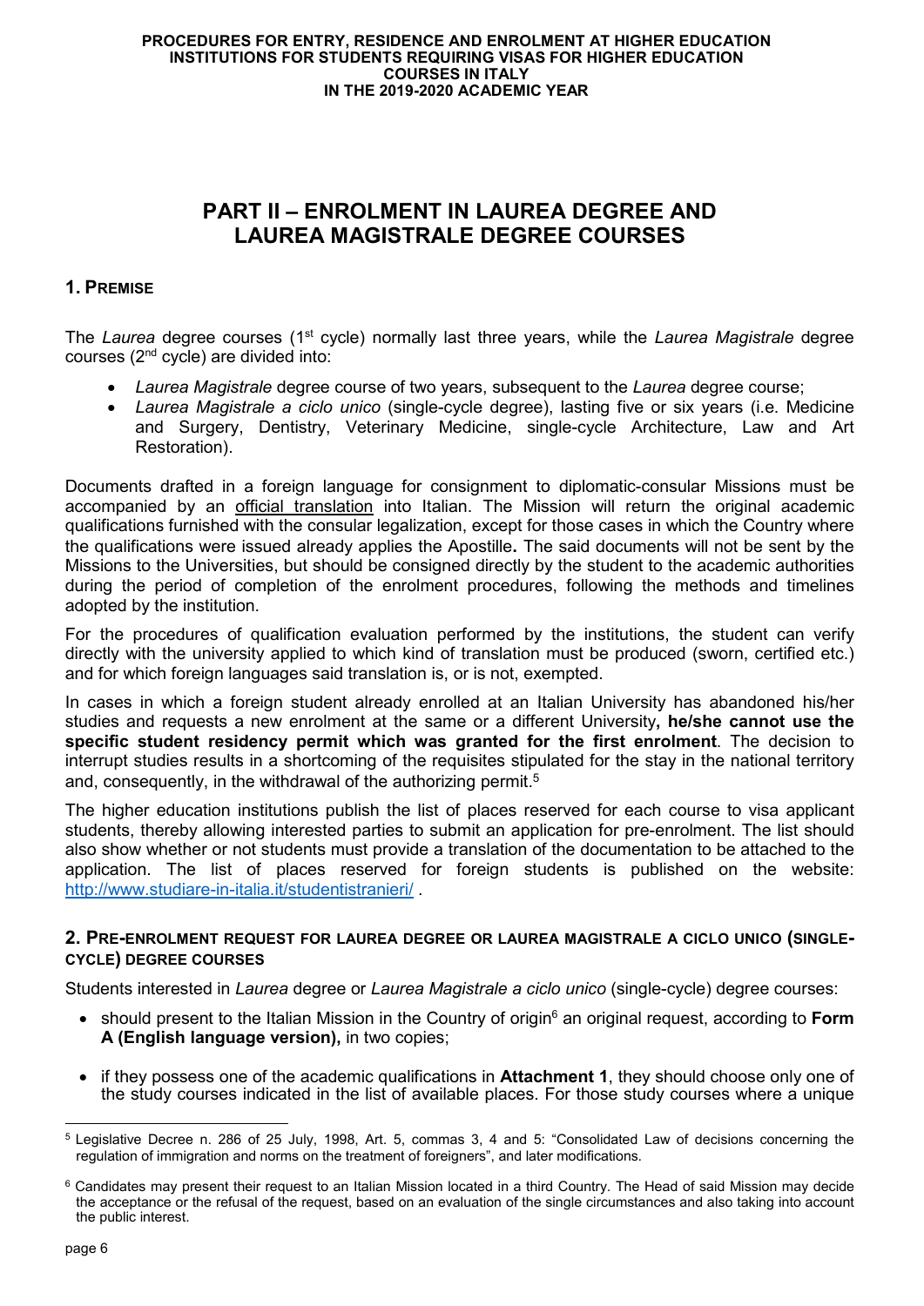# PART II – ENROLMENT IN LAUREA DEGREE AND LAUREA MAGISTRALE DEGREE COURSES

## 1. PREMISE

The *Laurea* degree courses (1st cycle) normally last three years, while the *Laurea Magistrale* degree courses (2nd cycle) are divided into:

- *Laurea Magistrale* degree course of two years, subsequent to the *Laurea* degree course;
- *Laurea Magistrale a ciclo unico* (single-cycle degree), lasting five or six years (i.e. Medicine and Surgery, Dentistry, Veterinary Medicine, single-cycle Architecture, Law and Art Restoration).

Documents drafted in a foreign language for consignment to diplomatic-consular Missions must be accompanied by an official translation into Italian. The Mission will return the original academic qualifications furnished with the consular legalization, except for those cases in which the Country where the qualifications were issued already applies the Apostille**.** The said documents will not be sent by the Missions to the Universities, but should be consigned directly by the student to the academic authorities during the period of completion of the enrolment procedures, following the methods and timelines adopted by the institution.

For the procedures of qualification evaluation performed by the institutions, the student can verify directly with the university applied to which kind of translation must be produced (sworn, certified etc.) and for which foreign languages said translation is, or is not, exempted.

In cases in which a foreign student already enrolled at an Italian University has abandoned his/her studies and requests a new enrolment at the same or a different University**, he/she cannot use the specific student residency permit which was granted for the first enrolment**. The decision to interrupt studies results in a shortcoming of the requisites stipulated for the stay in the national territory and, consequently, in the withdrawal of the authorizing permit.[5]

The higher education institutions publish the list of places reserved for each course to visa applicant students, thereby allowing interested parties to submit an application for pre-enrolment. The list should also show whether or not students must provide a translation of the documentation to be attached to the application. The list of places reserved for foreign students is published on the website: http://www.studiare-in-italia.it/studentistranieri/ .

## 2. PRE-ENROLMENT REQUEST FOR LAUREA DEGREE OR LAUREA MAGISTRALE A CICLO UNICO (SINGLE-CYCLE) DEGREE COURSES

Students interested in *Laurea* degree or *Laurea Magistrale a ciclo unico* (single-cycle) degree courses:

- should present to the Italian Mission in the Country of origin[6] an original request, according to **Form A (English language version),** in two copies;
- if they possess one of the academic qualifications in **Attachment 1**, they should choose only one of the study courses indicated in the list of available places. For those study courses where a unique

[5] Legislative Decree n. 286 of 25 July, 1998, Art. 5, commas 3, 4 and 5: "Consolidated Law of decisions concerning the regulation of immigration and norms on the treatment of foreigners", and later modifications.

[6] Candidates may present their request to an Italian Mission located in a third Country. The Head of said Mission may decide the acceptance or the refusal of the request, based on an evaluation of the single circumstances and also taking into account the public interest.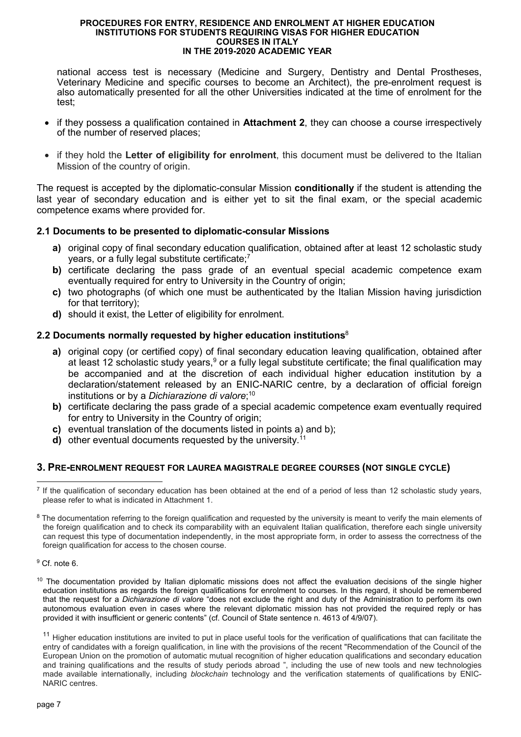national access test is necessary (Medicine and Surgery, Dentistry and Dental Prostheses, Veterinary Medicine and specific courses to become an Architect), the pre-enrolment request is also automatically presented for all the other Universities indicated at the time of enrolment for the test;

- if they possess a qualification contained in **Attachment 2**, they can choose a course irrespectively of the number of reserved places;
- if they hold the **Letter of eligibility for enrolment**, this document must be delivered to the Italian Mission of the country of origin.

The request is accepted by the diplomatic-consular Mission **conditionally** if the student is attending the last year of secondary education and is either yet to sit the final exam, or the special academic competence exams where provided for.

### 2.1 Documents to be presented to diplomatic-consular Missions

**a)** original copy of final secondary education qualification, obtained after at least 12 scholastic study years, or a fully legal substitute certificate;[7]
**b)** certificate declaring the pass grade of an eventual special academic competence exam eventually required for entry to University in the Country of origin;
**c)** two photographs (of which one must be authenticated by the Italian Mission having jurisdiction for that territory);
**d)** should it exist, the Letter of eligibility for enrolment.

### 2.2 Documents normally requested by higher education institutions[8]

**a)** original copy (or certified copy) of final secondary education leaving qualification, obtained after at least 12 scholastic study years,[9] or a fully legal substitute certificate; the final qualification may be accompanied and at the discretion of each individual higher education institution by a declaration/statement released by an ENIC-NARIC centre, by a declaration of official foreign institutions or by a *Dichiarazione di valore*;[10]
**b)** certificate declaring the pass grade of a special academic competence exam eventually required for entry to University in the Country of origin;
**c)** eventual translation of the documents listed in points a) and b);
**d)** other eventual documents requested by the university.[11]

## 3. Pre-enrolment request for laurea magistrale degree courses (not single cycle)

[7] If the qualification of secondary education has been obtained at the end of a period of less than 12 scholastic study years, please refer to what is indicated in Attachment 1.

[8] The documentation referring to the foreign qualification and requested by the university is meant to verify the main elements of the foreign qualification and to check its comparability with an equivalent Italian qualification, therefore each single university can request this type of documentation independently, in the most appropriate form, in order to assess the correctness of the foreign qualification for access to the chosen course.

[9] Cf. note 6.

[10] The documentation provided by Italian diplomatic missions does not affect the evaluation decisions of the single higher education institutions as regards the foreign qualifications for enrolment to courses. In this regard, it should be remembered that the request for a *Dichiarazione di valore* "does not exclude the right and duty of the Administration to perform its own autonomous evaluation even in cases where the relevant diplomatic mission has not provided the required reply or has provided it with insufficient or generic contents" (cf. Council of State sentence n. 4613 of 4/9/07).

[11] Higher education institutions are invited to put in place useful tools for the verification of qualifications that can facilitate the entry of candidates with a foreign qualification, in line with the provisions of the recent "Recommendation of the Council of the European Union on the promotion of automatic mutual recognition of higher education qualifications and secondary education and training qualifications and the results of study periods abroad ", including the use of new tools and new technologies made available internationally, including *blockchain* technology and the verification statements of qualifications by ENIC-NARIC centres.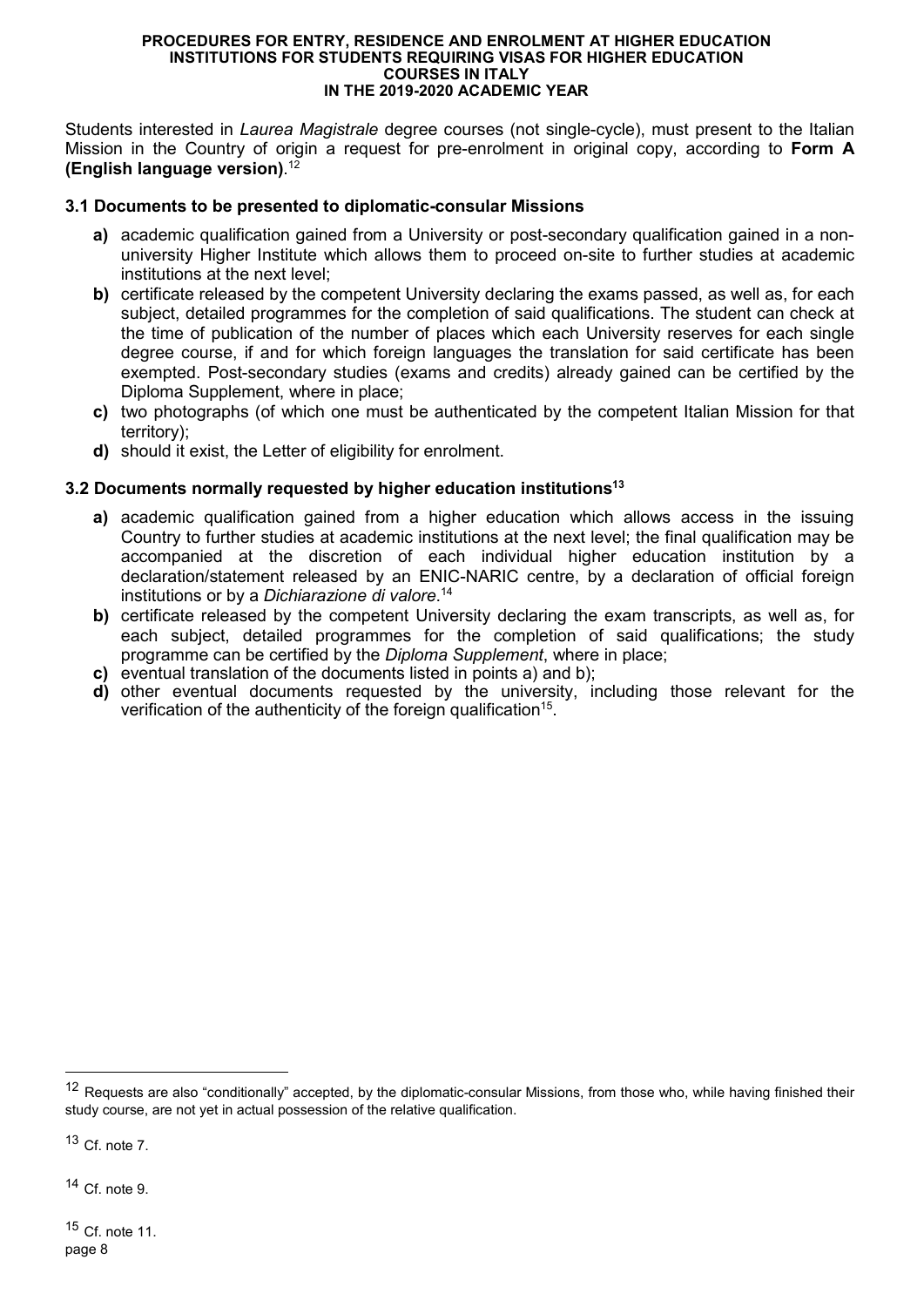Students interested in *Laurea Magistrale* degree courses (not single-cycle), must present to the Italian Mission in the Country of origin a request for pre-enrolment in original copy, according to **Form A (English language version)**.[12]

### 3.1 Documents to be presented to diplomatic-consular Missions

- **a)** academic qualification gained from a University or post-secondary qualification gained in a non-university Higher Institute which allows them to proceed on-site to further studies at academic institutions at the next level;
- **b)** certificate released by the competent University declaring the exams passed, as well as, for each subject, detailed programmes for the completion of said qualifications. The student can check at the time of publication of the number of places which each University reserves for each single degree course, if and for which foreign languages the translation for said certificate has been exempted. Post-secondary studies (exams and credits) already gained can be certified by the Diploma Supplement, where in place;
- **c)** two photographs (of which one must be authenticated by the competent Italian Mission for that territory);
- **d)** should it exist, the Letter of eligibility for enrolment.

### 3.2 Documents normally requested by higher education institutions[13]

- **a)** academic qualification gained from a higher education which allows access in the issuing Country to further studies at academic institutions at the next level; the final qualification may be accompanied at the discretion of each individual higher education institution by a declaration/statement released by an ENIC-NARIC centre, by a declaration of official foreign institutions or by a *Dichiarazione di valore*.[14]
- **b)** certificate released by the competent University declaring the exam transcripts, as well as, for each subject, detailed programmes for the completion of said qualifications; the study programme can be certified by the *Diploma Supplement*, where in place;
- **c)** eventual translation of the documents listed in points a) and b);
- **d)** other eventual documents requested by the university, including those relevant for the verification of the authenticity of the foreign qualification[15].

---

[12] Requests are also "conditionally" accepted, by the diplomatic-consular Missions, from those who, while having finished their study course, are not yet in actual possession of the relative qualification.

[13] Cf. note 7.

[14] Cf. note 9.

[15] Cf. note 11.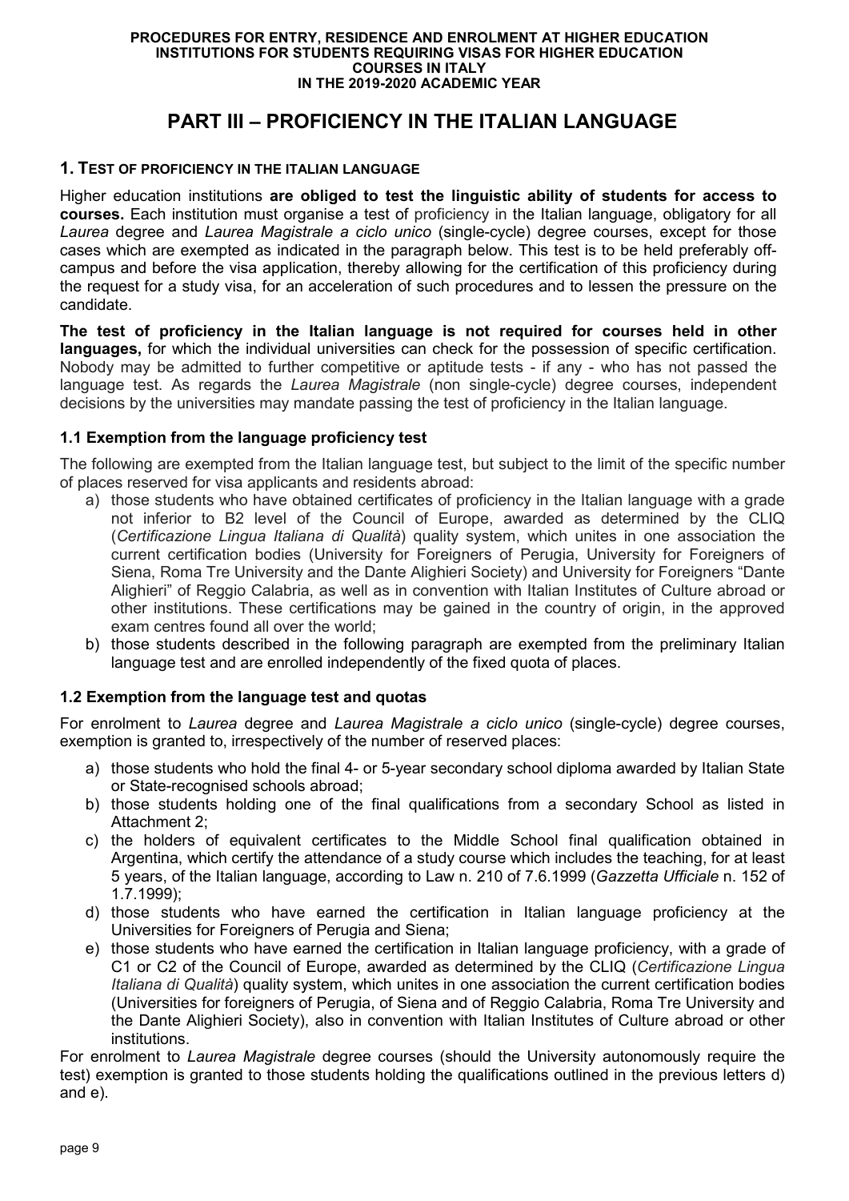# PART III – PROFICIENCY IN THE ITALIAN LANGUAGE

## 1. TEST OF PROFICIENCY IN THE ITALIAN LANGUAGE

Higher education institutions **are obliged to test the linguistic ability of students for access to courses.** Each institution must organise a test of proficiency in the Italian language, obligatory for all *Laurea* degree and *Laurea Magistrale a ciclo unico* (single-cycle) degree courses, except for those cases which are exempted as indicated in the paragraph below. This test is to be held preferably off-campus and before the visa application, thereby allowing for the certification of this proficiency during the request for a study visa, for an acceleration of such procedures and to lessen the pressure on the candidate.

**The test of proficiency in the Italian language is not required for courses held in other languages,** for which the individual universities can check for the possession of specific certification. Nobody may be admitted to further competitive or aptitude tests - if any - who has not passed the language test. As regards the *Laurea Magistrale* (non single-cycle) degree courses, independent decisions by the universities may mandate passing the test of proficiency in the Italian language.

### 1.1 Exemption from the language proficiency test

The following are exempted from the Italian language test, but subject to the limit of the specific number of places reserved for visa applicants and residents abroad:

a) those students who have obtained certificates of proficiency in the Italian language with a grade not inferior to B2 level of the Council of Europe, awarded as determined by the CLIQ (*Certificazione Lingua Italiana di Qualità*) quality system, which unites in one association the current certification bodies (University for Foreigners of Perugia, University for Foreigners of Siena, Roma Tre University and the Dante Alighieri Society) and University for Foreigners "Dante Alighieri" of Reggio Calabria, as well as in convention with Italian Institutes of Culture abroad or other institutions. These certifications may be gained in the country of origin, in the approved exam centres found all over the world;

b) those students described in the following paragraph are exempted from the preliminary Italian language test and are enrolled independently of the fixed quota of places.

### 1.2 Exemption from the language test and quotas

For enrolment to *Laurea* degree and *Laurea Magistrale a ciclo unico* (single-cycle) degree courses, exemption is granted to, irrespectively of the number of reserved places:

a) those students who hold the final 4- or 5-year secondary school diploma awarded by Italian State or State-recognised schools abroad;

b) those students holding one of the final qualifications from a secondary School as listed in Attachment 2;

c) the holders of equivalent certificates to the Middle School final qualification obtained in Argentina, which certify the attendance of a study course which includes the teaching, for at least 5 years, of the Italian language, according to Law n. 210 of 7.6.1999 (*Gazzetta Ufficiale* n. 152 of 1.7.1999);

d) those students who have earned the certification in Italian language proficiency at the Universities for Foreigners of Perugia and Siena;

e) those students who have earned the certification in Italian language proficiency, with a grade of C1 or C2 of the Council of Europe, awarded as determined by the CLIQ (*Certificazione Lingua Italiana di Qualità*) quality system, which unites in one association the current certification bodies (Universities for foreigners of Perugia, of Siena and of Reggio Calabria, Roma Tre University and the Dante Alighieri Society), also in convention with Italian Institutes of Culture abroad or other institutions.

For enrolment to *Laurea Magistrale* degree courses (should the University autonomously require the test) exemption is granted to those students holding the qualifications outlined in the previous letters d) and e).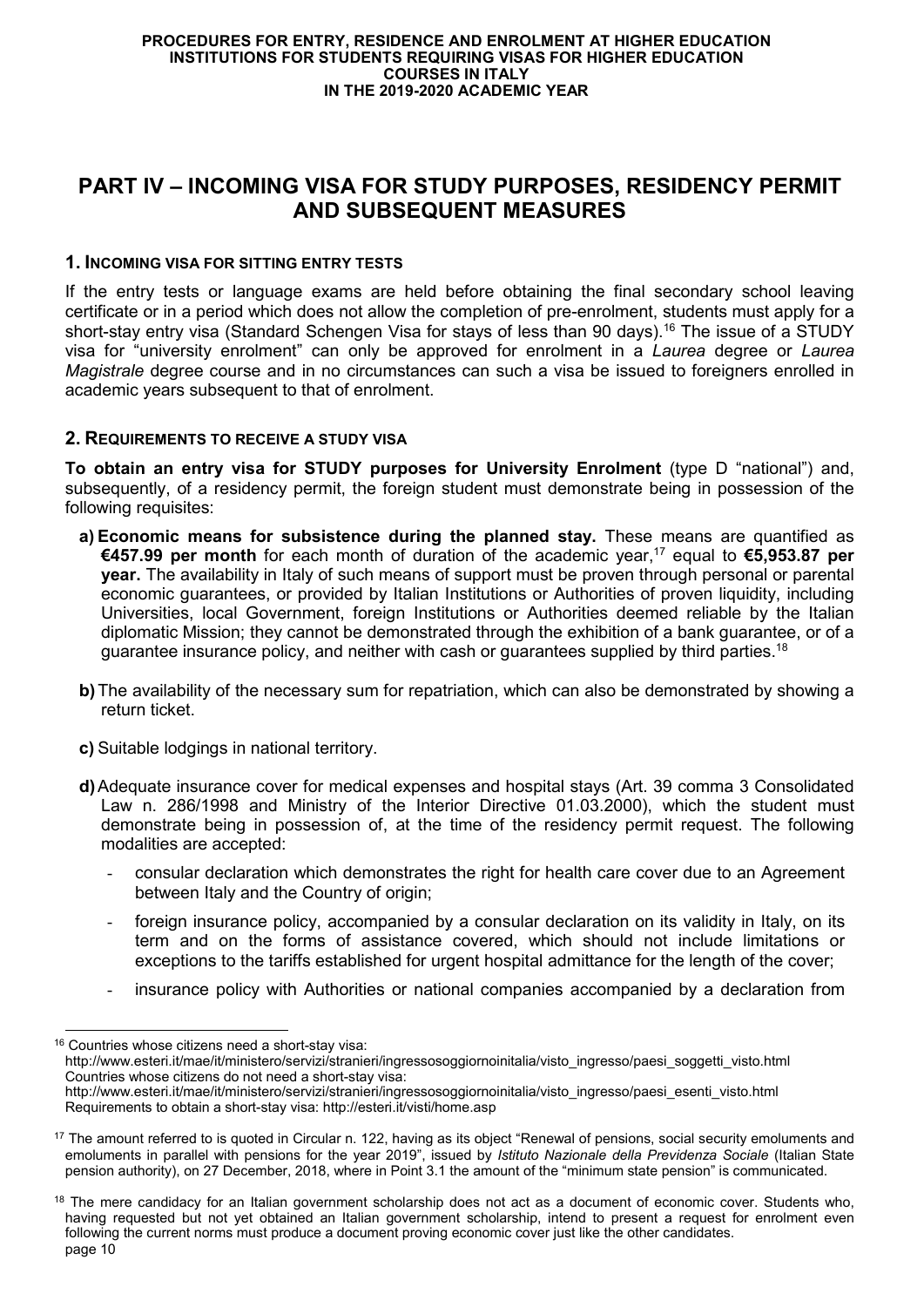## PART IV – INCOMING VISA FOR STUDY PURPOSES, RESIDENCY PERMIT AND SUBSEQUENT MEASURES

### 1. INCOMING VISA FOR SITTING ENTRY TESTS

If the entry tests or language exams are held before obtaining the final secondary school leaving certificate or in a period which does not allow the completion of pre-enrolment, students must apply for a short-stay entry visa (Standard Schengen Visa for stays of less than 90 days).[16] The issue of a STUDY visa for "university enrolment" can only be approved for enrolment in a *Laurea* degree or *Laurea Magistrale* degree course and in no circumstances can such a visa be issued to foreigners enrolled in academic years subsequent to that of enrolment.

### 2. REQUIREMENTS TO RECEIVE A STUDY VISA

**To obtain an entry visa for STUDY purposes for University Enrolment** (type D "national") and, subsequently, of a residency permit, the foreign student must demonstrate being in possession of the following requisites:

**a) Economic means for subsistence during the planned stay.** These means are quantified as **€457.99 per month** for each month of duration of the academic year,[17] equal to **€5,953.87 per year.** The availability in Italy of such means of support must be proven through personal or parental economic guarantees, or provided by Italian Institutions or Authorities of proven liquidity, including Universities, local Government, foreign Institutions or Authorities deemed reliable by the Italian diplomatic Mission; they cannot be demonstrated through the exhibition of a bank guarantee, or of a guarantee insurance policy, and neither with cash or guarantees supplied by third parties.[18]

**b)** The availability of the necessary sum for repatriation, which can also be demonstrated by showing a return ticket.

**c)** Suitable lodgings in national territory.

**d)** Adequate insurance cover for medical expenses and hospital stays (Art. 39 comma 3 Consolidated Law n. 286/1998 and Ministry of the Interior Directive 01.03.2000), which the student must demonstrate being in possession of, at the time of the residency permit request. The following modalities are accepted:

- consular declaration which demonstrates the right for health care cover due to an Agreement between Italy and the Country of origin;
- foreign insurance policy, accompanied by a consular declaration on its validity in Italy, on its term and on the forms of assistance covered, which should not include limitations or exceptions to the tariffs established for urgent hospital admittance for the length of the cover;
- insurance policy with Authorities or national companies accompanied by a declaration from

---

[16] Countries whose citizens need a short-stay visa:
http://www.esteri.it/mae/it/ministero/servizi/stranieri/ingressosoggiornoinitalia/visto_ingresso/paesi_soggetti_visto.html
Countries whose citizens do not need a short-stay visa:
http://www.esteri.it/mae/it/ministero/servizi/stranieri/ingressosoggiornoinitalia/visto_ingresso/paesi_esenti_visto.html
Requirements to obtain a short-stay visa: http://esteri.it/visti/home.asp

[17] The amount referred to is quoted in Circular n. 122, having as its object "Renewal of pensions, social security emoluments and emoluments in parallel with pensions for the year 2019", issued by *Istituto Nazionale della Previdenza Sociale* (Italian State pension authority), on 27 December, 2018, where in Point 3.1 the amount of the "minimum state pension" is communicated.

[18] The mere candidacy for an Italian government scholarship does not act as a document of economic cover. Students who, having requested but not yet obtained an Italian government scholarship, intend to present a request for enrolment even following the current norms must produce a document proving economic cover just like the other candidates.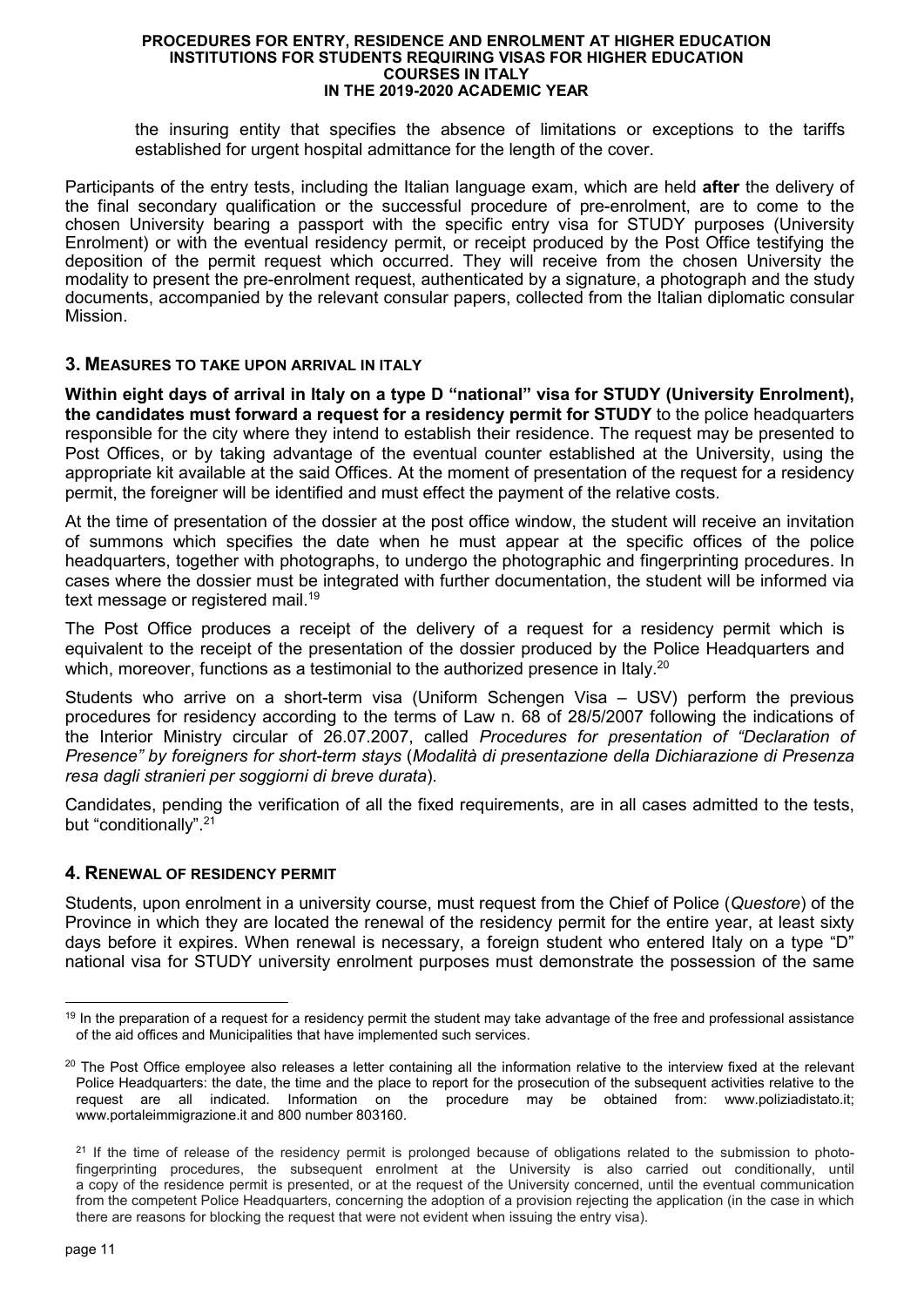the insuring entity that specifies the absence of limitations or exceptions to the tariffs established for urgent hospital admittance for the length of the cover.

Participants of the entry tests, including the Italian language exam, which are held **after** the delivery of the final secondary qualification or the successful procedure of pre-enrolment, are to come to the chosen University bearing a passport with the specific entry visa for STUDY purposes (University Enrolment) or with the eventual residency permit, or receipt produced by the Post Office testifying the deposition of the permit request which occurred. They will receive from the chosen University the modality to present the pre-enrolment request, authenticated by a signature, a photograph and the study documents, accompanied by the relevant consular papers, collected from the Italian diplomatic consular Mission.

## 3. Measures to take upon arrival in Italy

**Within eight days of arrival in Italy on a type D "national" visa for STUDY (University Enrolment), the candidates must forward a request for a residency permit for STUDY** to the police headquarters responsible for the city where they intend to establish their residence. The request may be presented to Post Offices, or by taking advantage of the eventual counter established at the University, using the appropriate kit available at the said Offices. At the moment of presentation of the request for a residency permit, the foreigner will be identified and must effect the payment of the relative costs.

At the time of presentation of the dossier at the post office window, the student will receive an invitation of summons which specifies the date when he must appear at the specific offices of the police headquarters, together with photographs, to undergo the photographic and fingerprinting procedures. In cases where the dossier must be integrated with further documentation, the student will be informed via text message or registered mail.[19]

The Post Office produces a receipt of the delivery of a request for a residency permit which is equivalent to the receipt of the presentation of the dossier produced by the Police Headquarters and which, moreover, functions as a testimonial to the authorized presence in Italy.[20]

Students who arrive on a short-term visa (Uniform Schengen Visa – USV) perform the previous procedures for residency according to the terms of Law n. 68 of 28/5/2007 following the indications of the Interior Ministry circular of 26.07.2007, called *Procedures for presentation of "Declaration of Presence" by foreigners for short-term stays* (*Modalità di presentazione della Dichiarazione di Presenza resa dagli stranieri per soggiorni di breve durata*).

Candidates, pending the verification of all the fixed requirements, are in all cases admitted to the tests, but "conditionally".[21]

## 4. Renewal of residency permit

Students, upon enrolment in a university course, must request from the Chief of Police (*Questore*) of the Province in which they are located the renewal of the residency permit for the entire year, at least sixty days before it expires. When renewal is necessary, a foreign student who entered Italy on a type "D" national visa for STUDY university enrolment purposes must demonstrate the possession of the same

---

[19] In the preparation of a request for a residency permit the student may take advantage of the free and professional assistance of the aid offices and Municipalities that have implemented such services.

[20] The Post Office employee also releases a letter containing all the information relative to the interview fixed at the relevant Police Headquarters: the date, the time and the place to report for the prosecution of the subsequent activities relative to the request are all indicated. Information on the procedure may be obtained from: www.poliziadistato.it; www.portaleimmigrazione.it and 800 number 803160.

[21] If the time of release of the residency permit is prolonged because of obligations related to the submission to photo-fingerprinting procedures, the subsequent enrolment at the University is also carried out conditionally, until a copy of the residence permit is presented, or at the request of the University concerned, until the eventual communication from the competent Police Headquarters, concerning the adoption of a provision rejecting the application (in the case in which there are reasons for blocking the request that were not evident when issuing the entry visa).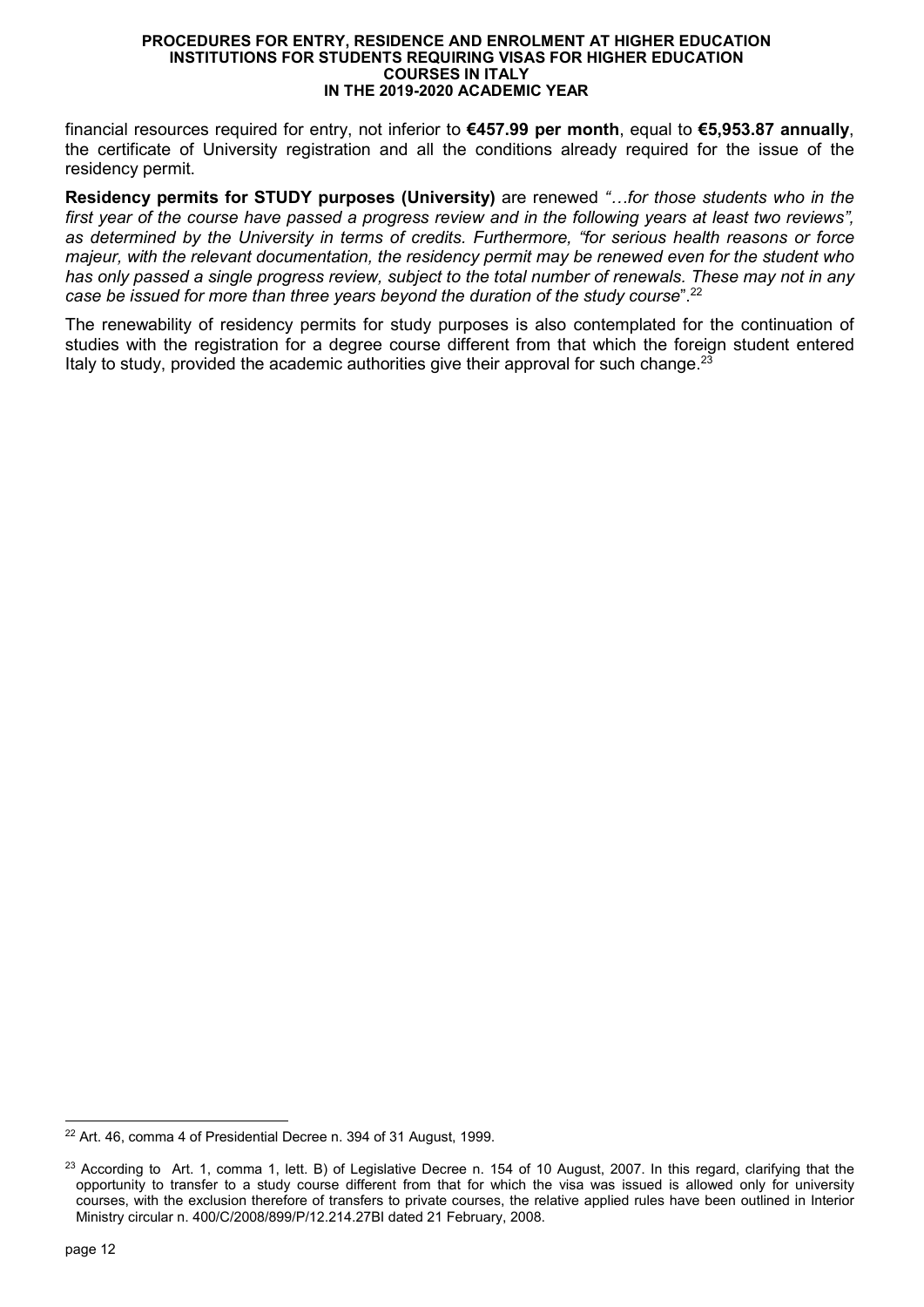financial resources required for entry, not inferior to **€457.99 per month**, equal to **€5,953.87 annually**, the certificate of University registration and all the conditions already required for the issue of the residency permit.

**Residency permits for STUDY purposes (University)** are renewed *"…for those students who in the first year of the course have passed a progress review and in the following years at least two reviews", as determined by the University in terms of credits. Furthermore, "for serious health reasons or force majeur, with the relevant documentation, the residency permit may be renewed even for the student who has only passed a single progress review, subject to the total number of renewals. These may not in any case be issued for more than three years beyond the duration of the study course*".[22]

The renewability of residency permits for study purposes is also contemplated for the continuation of studies with the registration for a degree course different from that which the foreign student entered Italy to study, provided the academic authorities give their approval for such change.[23]

---

[22] Art. 46, comma 4 of Presidential Decree n. 394 of 31 August, 1999.

[23] According to Art. 1, comma 1, lett. B) of Legislative Decree n. 154 of 10 August, 2007. In this regard, clarifying that the opportunity to transfer to a study course different from that for which the visa was issued is allowed only for university courses, with the exclusion therefore of transfers to private courses, the relative applied rules have been outlined in Interior Ministry circular n. 400/C/2008/899/P/12.214.27BI dated 21 February, 2008.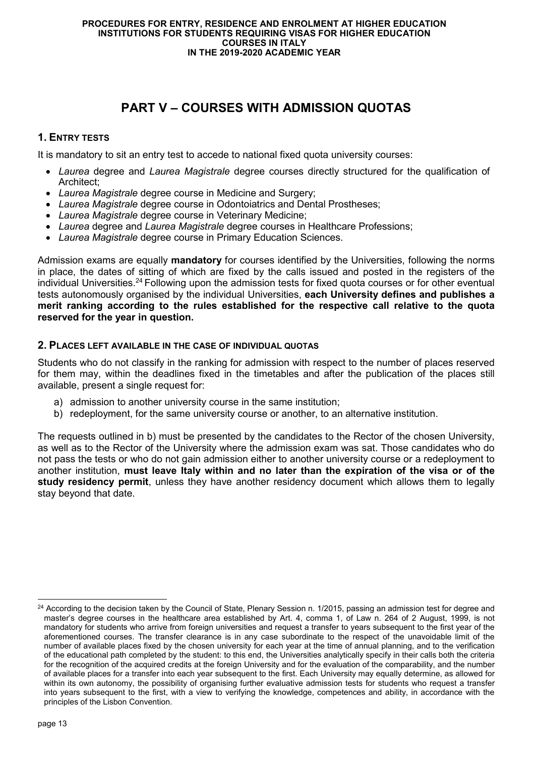# PART V – COURSES WITH ADMISSION QUOTAS

## 1. ENTRY TESTS

It is mandatory to sit an entry test to accede to national fixed quota university courses:

- *Laurea* degree and *Laurea Magistrale* degree courses directly structured for the qualification of Architect;
- *Laurea Magistrale* degree course in Medicine and Surgery;
- *Laurea Magistrale* degree course in Odontoiatrics and Dental Prostheses;
- *Laurea Magistrale* degree course in Veterinary Medicine;
- *Laurea* degree and *Laurea Magistrale* degree courses in Healthcare Professions;
- *Laurea Magistrale* degree course in Primary Education Sciences.

Admission exams are equally **mandatory** for courses identified by the Universities, following the norms in place, the dates of sitting of which are fixed by the calls issued and posted in the registers of the individual Universities.[24] Following upon the admission tests for fixed quota courses or for other eventual tests autonomously organised by the individual Universities, **each University defines and publishes a merit ranking according to the rules established for the respective call relative to the quota reserved for the year in question.**

## 2. PLACES LEFT AVAILABLE IN THE CASE OF INDIVIDUAL QUOTAS

Students who do not classify in the ranking for admission with respect to the number of places reserved for them may, within the deadlines fixed in the timetables and after the publication of the places still available, present a single request for:

a) admission to another university course in the same institution;
b) redeployment, for the same university course or another, to an alternative institution.

The requests outlined in b) must be presented by the candidates to the Rector of the chosen University, as well as to the Rector of the University where the admission exam was sat. Those candidates who do not pass the tests or who do not gain admission either to another university course or a redeployment to another institution, **must leave Italy within and no later than the expiration of the visa or of the study residency permit**, unless they have another residency document which allows them to legally stay beyond that date.

---

[24] According to the decision taken by the Council of State, Plenary Session n. 1/2015, passing an admission test for degree and master's degree courses in the healthcare area established by Art. 4, comma 1, of Law n. 264 of 2 August, 1999, is not mandatory for students who arrive from foreign universities and request a transfer to years subsequent to the first year of the aforementioned courses. The transfer clearance is in any case subordinate to the respect of the unavoidable limit of the number of available places fixed by the chosen university for each year at the time of annual planning, and to the verification of the educational path completed by the student: to this end, the Universities analytically specify in their calls both the criteria for the recognition of the acquired credits at the foreign University and for the evaluation of the comparability, and the number of available places for a transfer into each year subsequent to the first. Each University may equally determine, as allowed for within its own autonomy, the possibility of organising further evaluative admission tests for students who request a transfer into years subsequent to the first, with a view to verifying the knowledge, competences and ability, in accordance with the principles of the Lisbon Convention.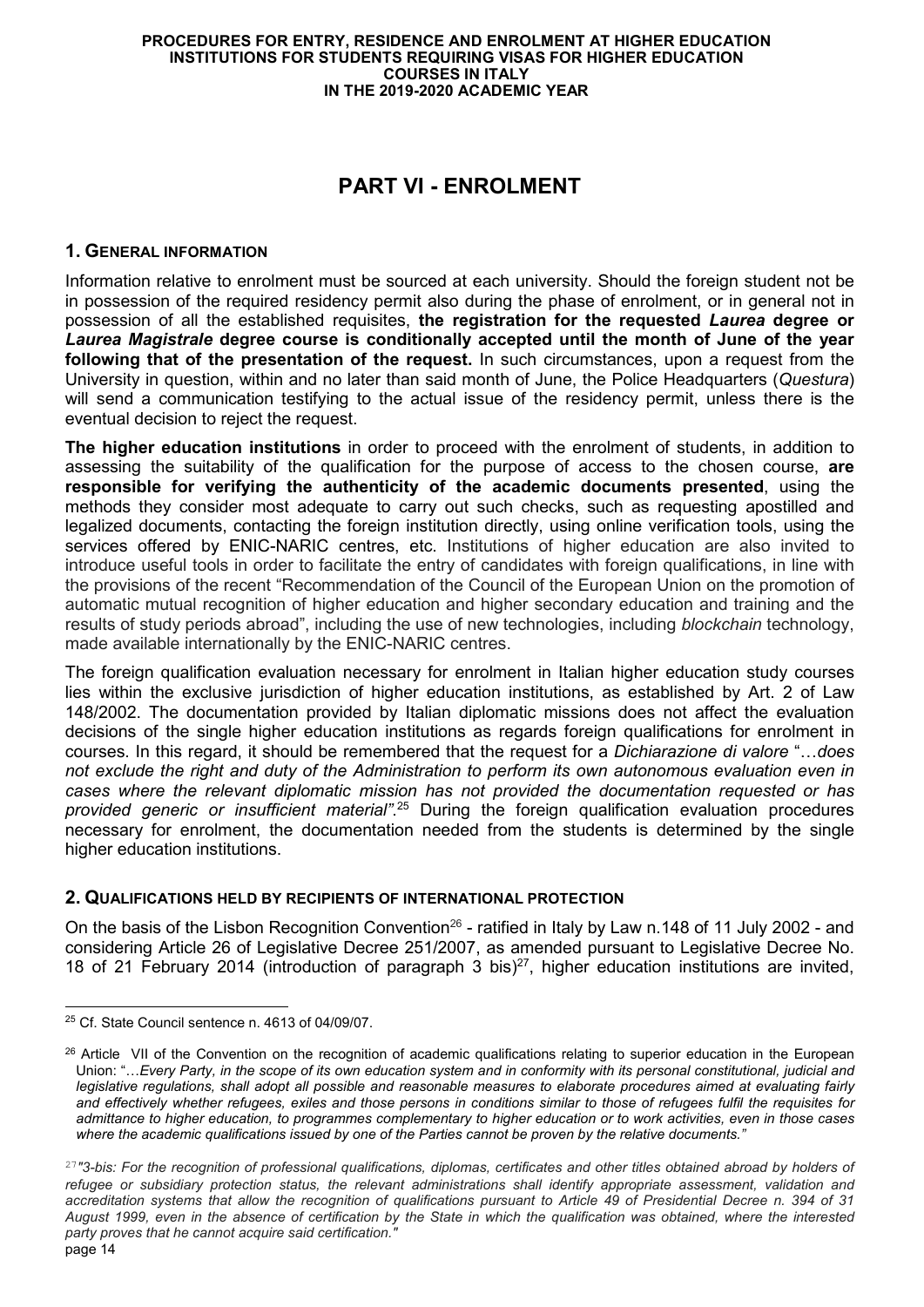# PART VI - ENROLMENT

## 1. General information

Information relative to enrolment must be sourced at each university. Should the foreign student not be in possession of the required residency permit also during the phase of enrolment, or in general not in possession of all the established requisites, **the registration for the requested *Laurea* degree or *Laurea Magistrale* degree course is conditionally accepted until the month of June of the year following that of the presentation of the request.** In such circumstances, upon a request from the University in question, within and no later than said month of June, the Police Headquarters (*Questura*) will send a communication testifying to the actual issue of the residency permit, unless there is the eventual decision to reject the request.

**The higher education institutions** in order to proceed with the enrolment of students, in addition to assessing the suitability of the qualification for the purpose of access to the chosen course, **are responsible for verifying the authenticity of the academic documents presented**, using the methods they consider most adequate to carry out such checks, such as requesting apostilled and legalized documents, contacting the foreign institution directly, using online verification tools, using the services offered by ENIC-NARIC centres, etc. Institutions of higher education are also invited to introduce useful tools in order to facilitate the entry of candidates with foreign qualifications, in line with the provisions of the recent "Recommendation of the Council of the European Union on the promotion of automatic mutual recognition of higher education and higher secondary education and training and the results of study periods abroad", including the use of new technologies, including *blockchain* technology, made available internationally by the ENIC-NARIC centres.

The foreign qualification evaluation necessary for enrolment in Italian higher education study courses lies within the exclusive jurisdiction of higher education institutions, as established by Art. 2 of Law 148/2002. The documentation provided by Italian diplomatic missions does not affect the evaluation decisions of the single higher education institutions as regards foreign qualifications for enrolment in courses. In this regard, it should be remembered that the request for a *Dichiarazione di valore* "*…does not exclude the right and duty of the Administration to perform its own autonomous evaluation even in cases where the relevant diplomatic mission has not provided the documentation requested or has provided generic or insufficient material"*.[25] During the foreign qualification evaluation procedures necessary for enrolment, the documentation needed from the students is determined by the single higher education institutions.

## 2. Qualifications held by recipients of international protection

On the basis of the Lisbon Recognition Convention[26] - ratified in Italy by Law n.148 of 11 July 2002 - and considering Article 26 of Legislative Decree 251/2007, as amended pursuant to Legislative Decree No. 18 of 21 February 2014 (introduction of paragraph 3 bis)[27], higher education institutions are invited,

---

[25] Cf. State Council sentence n. 4613 of 04/09/07.

[26] Article VII of the Convention on the recognition of academic qualifications relating to superior education in the European Union: "*…Every Party, in the scope of its own education system and in conformity with its personal constitutional, judicial and legislative regulations, shall adopt all possible and reasonable measures to elaborate procedures aimed at evaluating fairly and effectively whether refugees, exiles and those persons in conditions similar to those of refugees fulfil the requisites for admittance to higher education, to programmes complementary to higher education or to work activities, even in those cases where the academic qualifications issued by one of the Parties cannot be proven by the relative documents."*

[27] *"3-bis: For the recognition of professional qualifications, diplomas, certificates and other titles obtained abroad by holders of refugee or subsidiary protection status, the relevant administrations shall identify appropriate assessment, validation and accreditation systems that allow the recognition of qualifications pursuant to Article 49 of Presidential Decree n. 394 of 31 August 1999, even in the absence of certification by the State in which the qualification was obtained, where the interested party proves that he cannot acquire said certification."*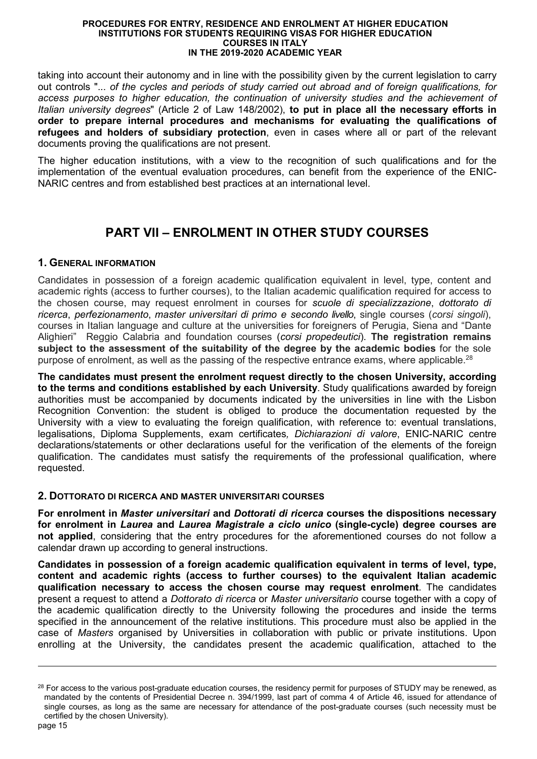taking into account their autonomy and in line with the possibility given by the current legislation to carry out controls "... *of the cycles and periods of study carried out abroad and of foreign qualifications, for access purposes to higher education, the continuation of university studies and the achievement of Italian university degrees*" (Article 2 of Law 148/2002), **to put in place all the necessary efforts in order to prepare internal procedures and mechanisms for evaluating the qualifications of refugees and holders of subsidiary protection**, even in cases where all or part of the relevant documents proving the qualifications are not present.

The higher education institutions, with a view to the recognition of such qualifications and for the implementation of the eventual evaluation procedures, can benefit from the experience of the ENIC-NARIC centres and from established best practices at an international level.

# PART VII – ENROLMENT IN OTHER STUDY COURSES

## 1. General information

Candidates in possession of a foreign academic qualification equivalent in level, type, content and academic rights (access to further courses), to the Italian academic qualification required for access to the chosen course, may request enrolment in courses for *scuole di specializzazione*, *dottorato di ricerca*, *perfezionamento*, *master universitari di primo e secondo livello*, single courses (*corsi singoli*), courses in Italian language and culture at the universities for foreigners of Perugia, Siena and "Dante Alighieri" Reggio Calabria and foundation courses (*corsi propedeutici*). **The registration remains subject to the assessment of the suitability of the degree by the academic bodies** for the sole purpose of enrolment, as well as the passing of the respective entrance exams, where applicable.[28]

**The candidates must present the enrolment request directly to the chosen University, according to the terms and conditions established by each University**. Study qualifications awarded by foreign authorities must be accompanied by documents indicated by the universities in line with the Lisbon Recognition Convention: the student is obliged to produce the documentation requested by the University with a view to evaluating the foreign qualification, with reference to: eventual translations, legalisations, Diploma Supplements, exam certificates, *Dichiarazioni di valore*, ENIC-NARIC centre declarations/statements or other declarations useful for the verification of the elements of the foreign qualification. The candidates must satisfy the requirements of the professional qualification, where requested.

## 2. Dottorato di ricerca and master universitari courses

**For enrolment in *Master universitari* and *Dottorati di ricerca* courses the dispositions necessary for enrolment in *Laurea* and *Laurea Magistrale a ciclo unico* (single-cycle) degree courses are not applied**, considering that the entry procedures for the aforementioned courses do not follow a calendar drawn up according to general instructions.

**Candidates in possession of a foreign academic qualification equivalent in terms of level, type, content and academic rights (access to further courses) to the equivalent Italian academic qualification necessary to access the chosen course may request enrolment**. The candidates present a request to attend a *Dottorato di ricerca* or *Master universitario* course together with a copy of the academic qualification directly to the University following the procedures and inside the terms specified in the announcement of the relative institutions. This procedure must also be applied in the case of *Masters* organised by Universities in collaboration with public or private institutions. Upon enrolling at the University, the candidates present the academic qualification, attached to the

---

[28] For access to the various post-graduate education courses, the residency permit for purposes of STUDY may be renewed, as mandated by the contents of Presidential Decree n. 394/1999, last part of comma 4 of Article 46, issued for attendance of single courses, as long as the same are necessary for attendance of the post-graduate courses (such necessity must be certified by the chosen University).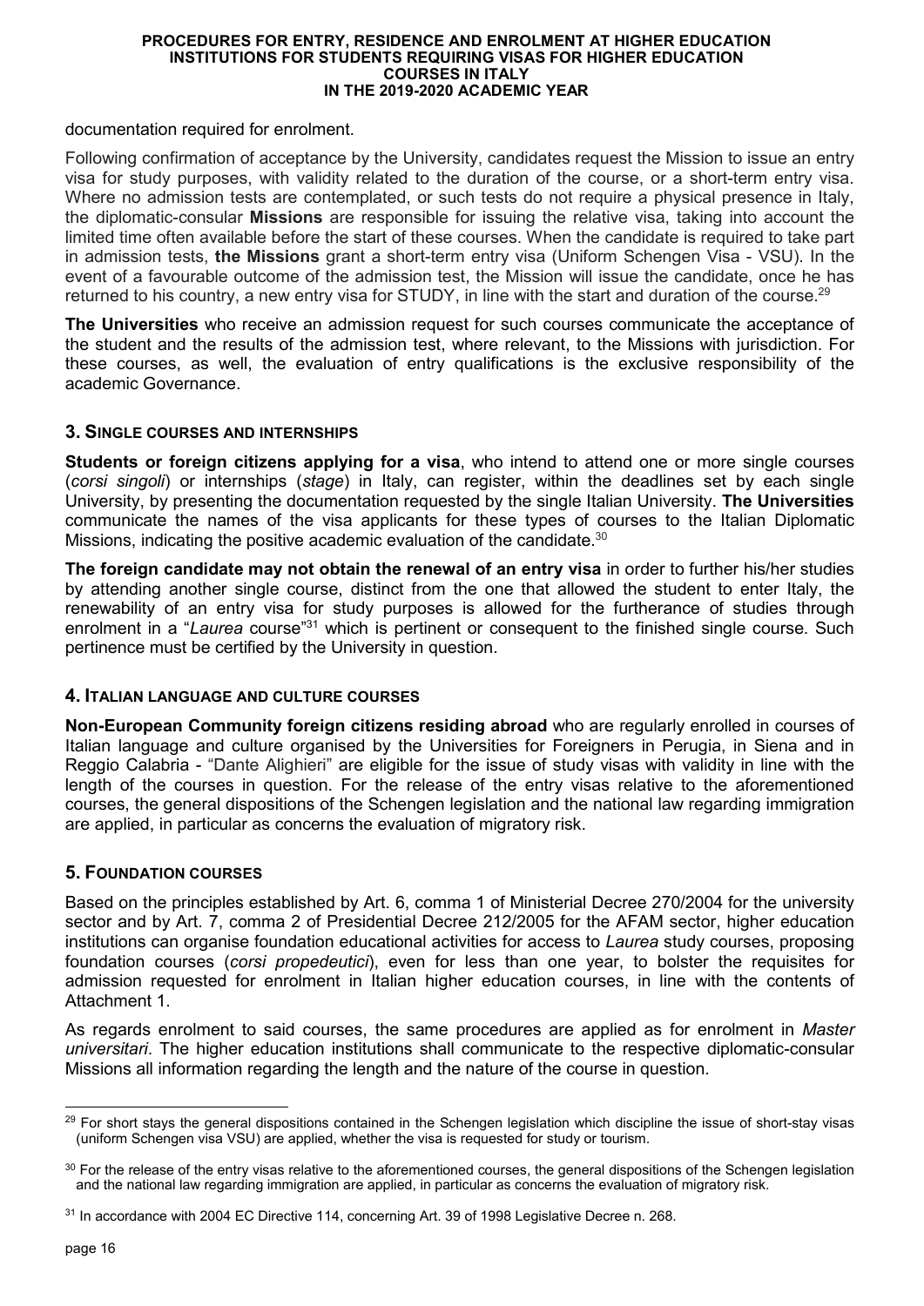documentation required for enrolment.

Following confirmation of acceptance by the University, candidates request the Mission to issue an entry visa for study purposes, with validity related to the duration of the course, or a short-term entry visa. Where no admission tests are contemplated, or such tests do not require a physical presence in Italy, the diplomatic-consular **Missions** are responsible for issuing the relative visa, taking into account the limited time often available before the start of these courses. When the candidate is required to take part in admission tests, **the Missions** grant a short-term entry visa (Uniform Schengen Visa - VSU). In the event of a favourable outcome of the admission test, the Mission will issue the candidate, once he has returned to his country, a new entry visa for STUDY, in line with the start and duration of the course.[29]

**The Universities** who receive an admission request for such courses communicate the acceptance of the student and the results of the admission test, where relevant, to the Missions with jurisdiction. For these courses, as well, the evaluation of entry qualifications is the exclusive responsibility of the academic Governance.

## 3. Single courses and internships

**Students or foreign citizens applying for a visa**, who intend to attend one or more single courses (*corsi singoli*) or internships (*stage*) in Italy, can register, within the deadlines set by each single University, by presenting the documentation requested by the single Italian University. **The Universities** communicate the names of the visa applicants for these types of courses to the Italian Diplomatic Missions, indicating the positive academic evaluation of the candidate.[30]

**The foreign candidate may not obtain the renewal of an entry visa** in order to further his/her studies by attending another single course, distinct from the one that allowed the student to enter Italy, the renewability of an entry visa for study purposes is allowed for the furtherance of studies through enrolment in a "*Laurea* course"[31] which is pertinent or consequent to the finished single course. Such pertinence must be certified by the University in question.

## 4. Italian language and culture courses

**Non-European Community foreign citizens residing abroad** who are regularly enrolled in courses of Italian language and culture organised by the Universities for Foreigners in Perugia, in Siena and in Reggio Calabria - "Dante Alighieri" are eligible for the issue of study visas with validity in line with the length of the courses in question. For the release of the entry visas relative to the aforementioned courses, the general dispositions of the Schengen legislation and the national law regarding immigration are applied, in particular as concerns the evaluation of migratory risk.

## 5. Foundation courses

Based on the principles established by Art. 6, comma 1 of Ministerial Decree 270/2004 for the university sector and by Art. 7, comma 2 of Presidential Decree 212/2005 for the AFAM sector, higher education institutions can organise foundation educational activities for access to *Laurea* study courses, proposing foundation courses (*corsi propedeutici*), even for less than one year, to bolster the requisites for admission requested for enrolment in Italian higher education courses, in line with the contents of Attachment 1.

As regards enrolment to said courses, the same procedures are applied as for enrolment in *Master universitari*. The higher education institutions shall communicate to the respective diplomatic-consular Missions all information regarding the length and the nature of the course in question.

---

[29] For short stays the general dispositions contained in the Schengen legislation which discipline the issue of short-stay visas (uniform Schengen visa VSU) are applied, whether the visa is requested for study or tourism.

[30] For the release of the entry visas relative to the aforementioned courses, the general dispositions of the Schengen legislation and the national law regarding immigration are applied, in particular as concerns the evaluation of migratory risk.

[31] In accordance with 2004 EC Directive 114, concerning Art. 39 of 1998 Legislative Decree n. 268.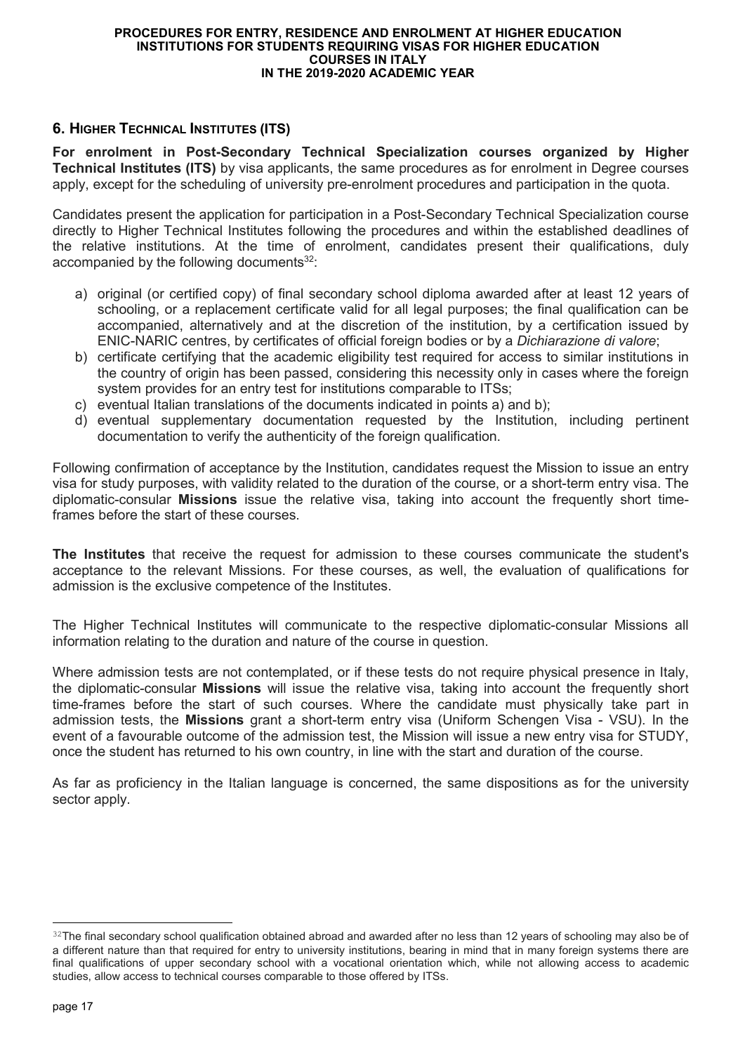## 6. Higher Technical Institutes (ITS)

**For enrolment in Post-Secondary Technical Specialization courses organized by Higher Technical Institutes (ITS)** by visa applicants, the same procedures as for enrolment in Degree courses apply, except for the scheduling of university pre-enrolment procedures and participation in the quota.

Candidates present the application for participation in a Post-Secondary Technical Specialization course directly to Higher Technical Institutes following the procedures and within the established deadlines of the relative institutions. At the time of enrolment, candidates present their qualifications, duly accompanied by the following documents[32]:

a) original (or certified copy) of final secondary school diploma awarded after at least 12 years of schooling, or a replacement certificate valid for all legal purposes; the final qualification can be accompanied, alternatively and at the discretion of the institution, by a certification issued by ENIC-NARIC centres, by certificates of official foreign bodies or by a *Dichiarazione di valore*;
b) certificate certifying that the academic eligibility test required for access to similar institutions in the country of origin has been passed, considering this necessity only in cases where the foreign system provides for an entry test for institutions comparable to ITSs;
c) eventual Italian translations of the documents indicated in points a) and b);
d) eventual supplementary documentation requested by the Institution, including pertinent documentation to verify the authenticity of the foreign qualification.

Following confirmation of acceptance by the Institution, candidates request the Mission to issue an entry visa for study purposes, with validity related to the duration of the course, or a short-term entry visa. The diplomatic-consular **Missions** issue the relative visa, taking into account the frequently short time-frames before the start of these courses.

**The Institutes** that receive the request for admission to these courses communicate the student's acceptance to the relevant Missions. For these courses, as well, the evaluation of qualifications for admission is the exclusive competence of the Institutes.

The Higher Technical Institutes will communicate to the respective diplomatic-consular Missions all information relating to the duration and nature of the course in question.

Where admission tests are not contemplated, or if these tests do not require physical presence in Italy, the diplomatic-consular **Missions** will issue the relative visa, taking into account the frequently short time-frames before the start of such courses. Where the candidate must physically take part in admission tests, the **Missions** grant a short-term entry visa (Uniform Schengen Visa - VSU). In the event of a favourable outcome of the admission test, the Mission will issue a new entry visa for STUDY, once the student has returned to his own country, in line with the start and duration of the course.

As far as proficiency in the Italian language is concerned, the same dispositions as for the university sector apply.

---

[32] The final secondary school qualification obtained abroad and awarded after no less than 12 years of schooling may also be of a different nature than that required for entry to university institutions, bearing in mind that in many foreign systems there are final qualifications of upper secondary school with a vocational orientation which, while not allowing access to academic studies, allow access to technical courses comparable to those offered by ITSs.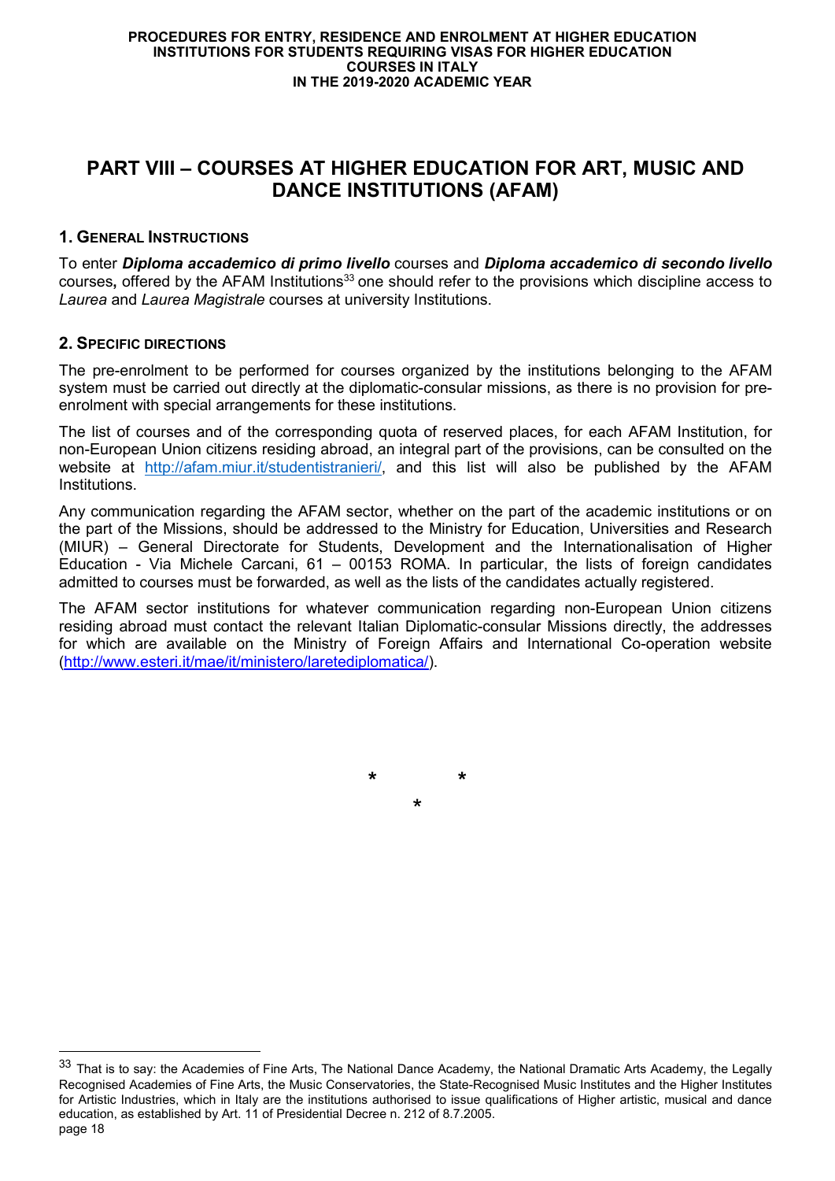# PART VIII – COURSES AT HIGHER EDUCATION FOR ART, MUSIC AND DANCE INSTITUTIONS (AFAM)

## 1. General Instructions

To enter ***Diploma accademico di primo livello*** courses and ***Diploma accademico di secondo livello*** courses**,** offered by the AFAM Institutions[33] one should refer to the provisions which discipline access to *Laurea* and *Laurea Magistrale* courses at university Institutions.

## 2. Specific directions

The pre-enrolment to be performed for courses organized by the institutions belonging to the AFAM system must be carried out directly at the diplomatic-consular missions, as there is no provision for pre-enrolment with special arrangements for these institutions.

The list of courses and of the corresponding quota of reserved places, for each AFAM Institution, for non-European Union citizens residing abroad, an integral part of the provisions, can be consulted on the website at http://afam.miur.it/studentistranieri/, and this list will also be published by the AFAM Institutions.

Any communication regarding the AFAM sector, whether on the part of the academic institutions or on the part of the Missions, should be addressed to the Ministry for Education, Universities and Research (MIUR) – General Directorate for Students, Development and the Internationalisation of Higher Education - Via Michele Carcani, 61 – 00153 ROMA. In particular, the lists of foreign candidates admitted to courses must be forwarded, as well as the lists of the candidates actually registered.

The AFAM sector institutions for whatever communication regarding non-European Union citizens residing abroad must contact the relevant Italian Diplomatic-consular Missions directly, the addresses for which are available on the Ministry of Foreign Affairs and International Co-operation website (http://www.esteri.it/mae/it/ministero/laretediplomatica/).

\*      \*
\*

---

[33] That is to say: the Academies of Fine Arts, The National Dance Academy, the National Dramatic Arts Academy, the Legally Recognised Academies of Fine Arts, the Music Conservatories, the State-Recognised Music Institutes and the Higher Institutes for Artistic Industries, which in Italy are the institutions authorised to issue qualifications of Higher artistic, musical and dance education, as established by Art. 11 of Presidential Decree n. 212 of 8.7.2005.